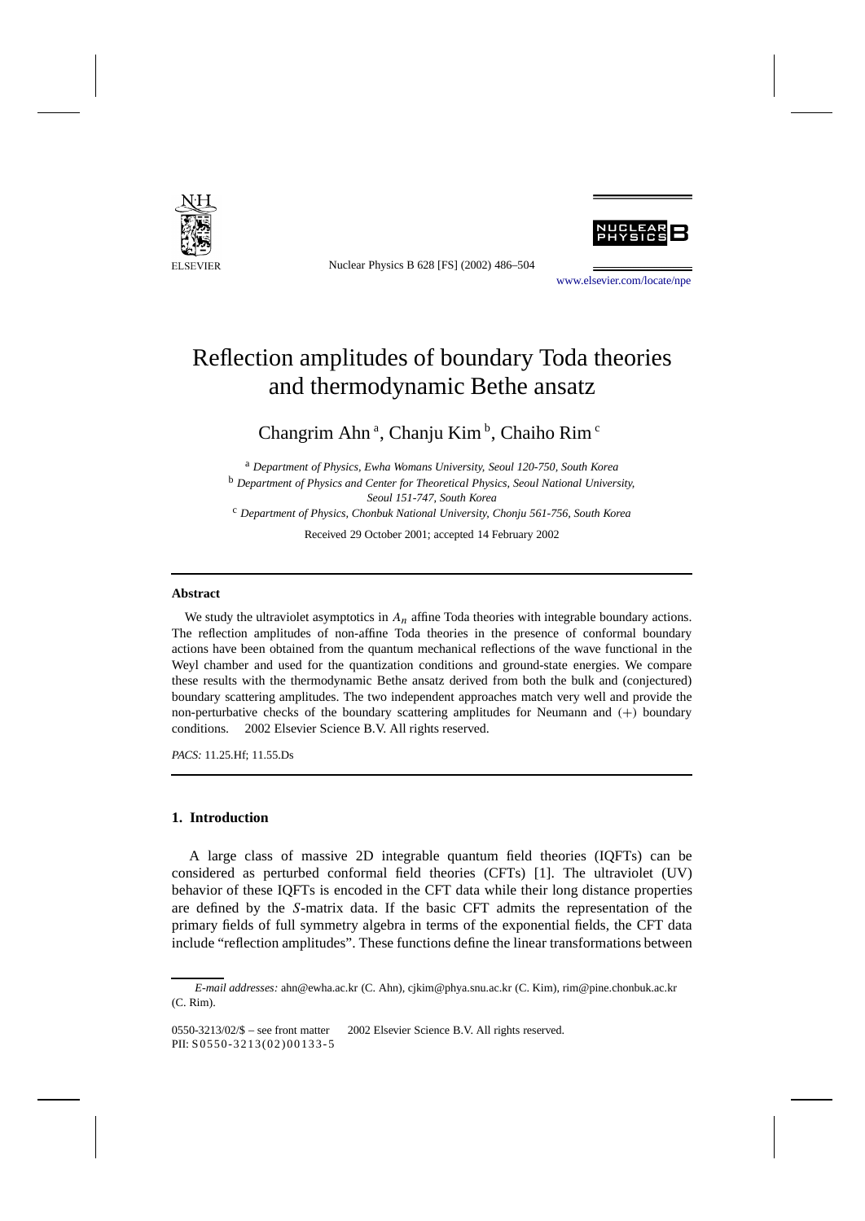# Reflection amplitudes of boundary Toda theories and thermodynamic Bethe ansatz

Changrim Ahn [a], Chanju Kim [b], Chaiho Rim [c]

[a] *Department of Physics, Ewha Womans University, Seoul 120-750, South Korea*
[b] *Department of Physics and Center for Theoretical Physics, Seoul National University, Seoul 151-747, South Korea*
[c] *Department of Physics, Chonbuk National University, Chonju 561-756, South Korea*

Received 29 October 2001; accepted 14 February 2002

---

**Abstract**

We study the ultraviolet asymptotics in $A_n$ affine Toda theories with integrable boundary actions. The reflection amplitudes of non-affine Toda theories in the presence of conformal boundary actions have been obtained from the quantum mechanical reflections of the wave functional in the Weyl chamber and used for the quantization conditions and ground-state energies. We compare these results with the thermodynamic Bethe ansatz derived from both the bulk and (conjectured) boundary scattering amplitudes. The two independent approaches match very well and provide the non-perturbative checks of the boundary scattering amplitudes for Neumann and $(+)$ boundary conditions. © 2002 Elsevier Science B.V. All rights reserved.

*PACS:* 11.25.Hf; 11.55.Ds

---

## 1. Introduction

A large class of massive 2D integrable quantum field theories (IQFTs) can be considered as perturbed conformal field theories (CFTs) [1]. The ultraviolet (UV) behavior of these IQFTs is encoded in the CFT data while their long distance properties are defined by the *S*-matrix data. If the basic CFT admits the representation of the primary fields of full symmetry algebra in terms of the exponential fields, the CFT data include "reflection amplitudes". These functions define the linear transformations between

*E-mail addresses:* ahn@ewha.ac.kr (C. Ahn), cjkim@phya.snu.ac.kr (C. Kim), rim@pine.chonbuk.ac.kr (C. Rim).

0550-3213/02/$ – see front matter © 2002 Elsevier Science B.V. All rights reserved.
PII: S0550-3213(02)00133-5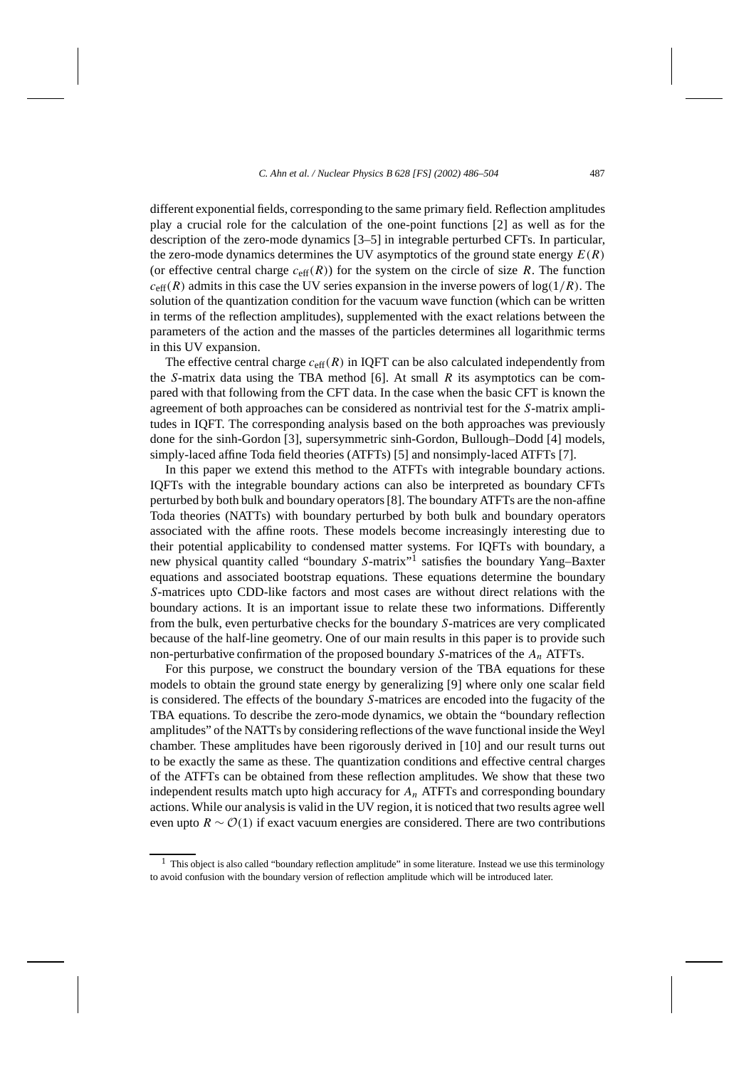different exponential fields, corresponding to the same primary field. Reflection amplitudes play a crucial role for the calculation of the one-point functions [2] as well as for the description of the zero-mode dynamics [3–5] in integrable perturbed CFTs. In particular, the zero-mode dynamics determines the UV asymptotics of the ground state energy $E(R)$ (or effective central charge $c_{\mathrm{eff}}(R)$) for the system on the circle of size $R$. The function $c_{\mathrm{eff}}(R)$ admits in this case the UV series expansion in the inverse powers of $\log(1/R)$. The solution of the quantization condition for the vacuum wave function (which can be written in terms of the reflection amplitudes), supplemented with the exact relations between the parameters of the action and the masses of the particles determines all logarithmic terms in this UV expansion.

The effective central charge $c_{\mathrm{eff}}(R)$ in IQFT can be also calculated independently from the $S$-matrix data using the TBA method [6]. At small $R$ its asymptotics can be compared with that following from the CFT data. In the case when the basic CFT is known the agreement of both approaches can be considered as nontrivial test for the $S$-matrix amplitudes in IQFT. The corresponding analysis based on the both approaches was previously done for the sinh-Gordon [3], supersymmetric sinh-Gordon, Bullough–Dodd [4] models, simply-laced affine Toda field theories (ATFTs) [5] and nonsimply-laced ATFTs [7].

In this paper we extend this method to the ATFTs with integrable boundary actions. IQFTs with the integrable boundary actions can also be interpreted as boundary CFTs perturbed by both bulk and boundary operators [8]. The boundary ATFTs are the non-affine Toda theories (NATTs) with boundary perturbed by both bulk and boundary operators associated with the affine roots. These models become increasingly interesting due to their potential applicability to condensed matter systems. For IQFTs with boundary, a new physical quantity called "boundary $S$-matrix"[1] satisfies the boundary Yang–Baxter equations and associated bootstrap equations. These equations determine the boundary $S$-matrices upto CDD-like factors and most cases are without direct relations with the boundary actions. It is an important issue to relate these two informations. Differently from the bulk, even perturbative checks for the boundary $S$-matrices are very complicated because of the half-line geometry. One of our main results in this paper is to provide such non-perturbative confirmation of the proposed boundary $S$-matrices of the $A_n$ ATFTs.

For this purpose, we construct the boundary version of the TBA equations for these models to obtain the ground state energy by generalizing [9] where only one scalar field is considered. The effects of the boundary $S$-matrices are encoded into the fugacity of the TBA equations. To describe the zero-mode dynamics, we obtain the "boundary reflection amplitudes" of the NATTs by considering reflections of the wave functional inside the Weyl chamber. These amplitudes have been rigorously derived in [10] and our result turns out to be exactly the same as these. The quantization conditions and effective central charges of the ATFTs can be obtained from these reflection amplitudes. We show that these two independent results match upto high accuracy for $A_n$ ATFTs and corresponding boundary actions. While our analysis is valid in the UV region, it is noticed that two results agree well even upto $R \sim \mathcal{O}(1)$ if exact vacuum energies are considered. There are two contributions

[1] This object is also called "boundary reflection amplitude" in some literature. Instead we use this terminology to avoid confusion with the boundary version of reflection amplitude which will be introduced later.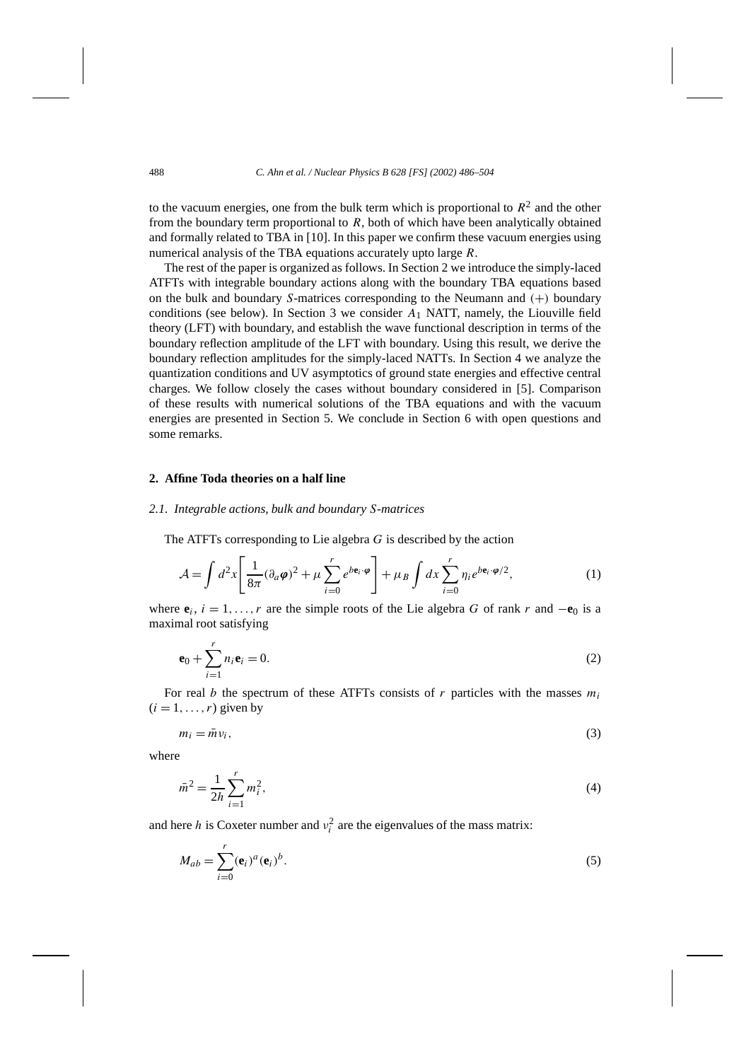to the vacuum energies, one from the bulk term which is proportional to $R^2$ and the other from the boundary term proportional to $R$, both of which have been analytically obtained and formally related to TBA in [10]. In this paper we confirm these vacuum energies using numerical analysis of the TBA equations accurately upto large $R$.

The rest of the paper is organized as follows. In Section 2 we introduce the simply-laced ATFTs with integrable boundary actions along with the boundary TBA equations based on the bulk and boundary $S$-matrices corresponding to the Neumann and $(+)$ boundary conditions (see below). In Section 3 we consider $A_1$ NATT, namely, the Liouville field theory (LFT) with boundary, and establish the wave functional description in terms of the boundary reflection amplitude of the LFT with boundary. Using this result, we derive the boundary reflection amplitudes for the simply-laced NATTs. In Section 4 we analyze the quantization conditions and UV asymptotics of ground state energies and effective central charges. We follow closely the cases without boundary considered in [5]. Comparison of these results with numerical solutions of the TBA equations and with the vacuum energies are presented in Section 5. We conclude in Section 6 with open questions and some remarks.

## 2. Affine Toda theories on a half line

### 2.1. Integrable actions, bulk and boundary S-matrices

The ATFTs corresponding to Lie algebra $G$ is described by the action

$$\mathcal{A} = \int d^2x \left[ \frac{1}{8\pi} (\partial_a \boldsymbol{\varphi})^2 + \mu \sum_{i=0}^{r} e^{b\mathbf{e}_i \cdot \boldsymbol{\varphi}} \right] + \mu_B \int dx \sum_{i=0}^{r} \eta_i e^{b\mathbf{e}_i \cdot \boldsymbol{\varphi}/2}, \tag{1}$$

where $\mathbf{e}_i$, $i = 1, \ldots, r$ are the simple roots of the Lie algebra $G$ of rank $r$ and $-\mathbf{e}_0$ is a maximal root satisfying

$$\mathbf{e}_0 + \sum_{i=1}^{r} n_i \mathbf{e}_i = 0. \tag{2}$$

For real $b$ the spectrum of these ATFTs consists of $r$ particles with the masses $m_i$ $(i = 1, \ldots, r)$ given by

$$m_i = \bar{m} \nu_i, \tag{3}$$

where

$$\bar{m}^2 = \frac{1}{2h} \sum_{i=1}^{r} m_i^2, \tag{4}$$

and here $h$ is Coxeter number and $\nu_i^2$ are the eigenvalues of the mass matrix:

$$M_{ab} = \sum_{i=0}^{r} (\mathbf{e}_i)^a (\mathbf{e}_i)^b. \tag{5}$$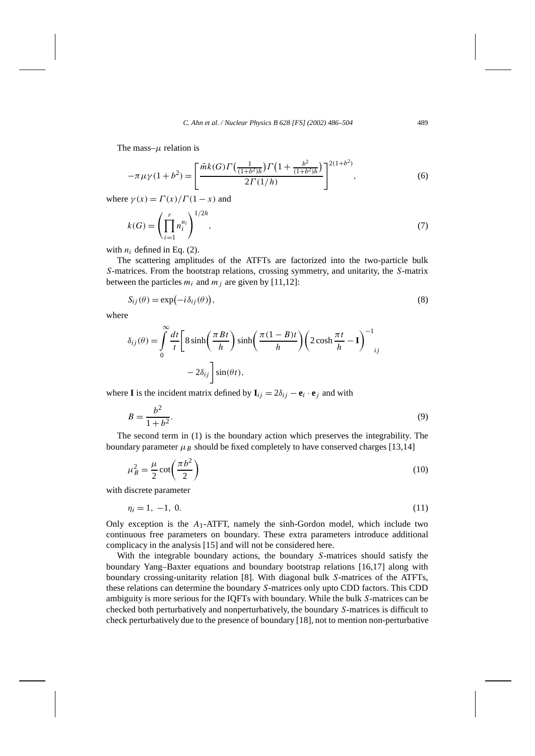The mass–$\mu$ relation is

$$-\pi\mu\gamma(1+b^2) = \left[\frac{\bar{m}k(G)\Gamma\left(\frac{1}{(1+b^2)h}\right)\Gamma\left(1+\frac{b^2}{(1+b^2)h}\right)}{2\Gamma(1/h)}\right]^{2(1+b^2)}, \tag{6}$$

where $\gamma(x) = \Gamma(x)/\Gamma(1-x)$ and

$$k(G) = \left(\prod_{i=1}^{r} n_i^{n_i}\right)^{1/2h}, \tag{7}$$

with $n_i$ defined in Eq. (2).

The scattering amplitudes of the ATFTs are factorized into the two-particle bulk $S$-matrices. From the bootstrap relations, crossing symmetry, and unitarity, the $S$-matrix between the particles $m_i$ and $m_j$ are given by [11,12]:

$$S_{ij}(\theta) = \exp\left(-i\delta_{ij}(\theta)\right), \tag{8}$$

where

$$\delta_{ij}(\theta) = \int_0^\infty \frac{dt}{t}\left[8\sinh\left(\frac{\pi Bt}{h}\right)\sinh\left(\frac{\pi(1-B)t}{h}\right)\left(2\cosh\frac{\pi t}{h} - \mathbf{I}\right)^{-1}_{ij} - 2\delta_{ij}\right]\sin(\theta t),$$

where $\mathbf{I}$ is the incident matrix defined by $\mathbf{I}_{ij} = 2\delta_{ij} - \mathbf{e}_i \cdot \mathbf{e}_j$ and with

$$B = \frac{b^2}{1+b^2}. \tag{9}$$

The second term in (1) is the boundary action which preserves the integrability. The boundary parameter $\mu_B$ should be fixed completely to have conserved charges [13,14]

$$\mu_B^2 = \frac{\mu}{2}\cot\left(\frac{\pi b^2}{2}\right) \tag{10}$$

with discrete parameter

$$\eta_i = 1,\ -1,\ 0. \tag{11}$$

Only exception is the $A_1$-ATFT, namely the sinh-Gordon model, which include two continuous free parameters on boundary. These extra parameters introduce additional complicacy in the analysis [15] and will not be considered here.

With the integrable boundary actions, the boundary $S$-matrices should satisfy the boundary Yang–Baxter equations and boundary bootstrap relations [16,17] along with boundary crossing-unitarity relation [8]. With diagonal bulk $S$-matrices of the ATFTs, these relations can determine the boundary $S$-matrices only upto CDD factors. This CDD ambiguity is more serious for the IQFTs with boundary. While the bulk $S$-matrices can be checked both perturbatively and nonperturbatively, the boundary $S$-matrices is difficult to check perturbatively due to the presence of boundary [18], not to mention non-perturbative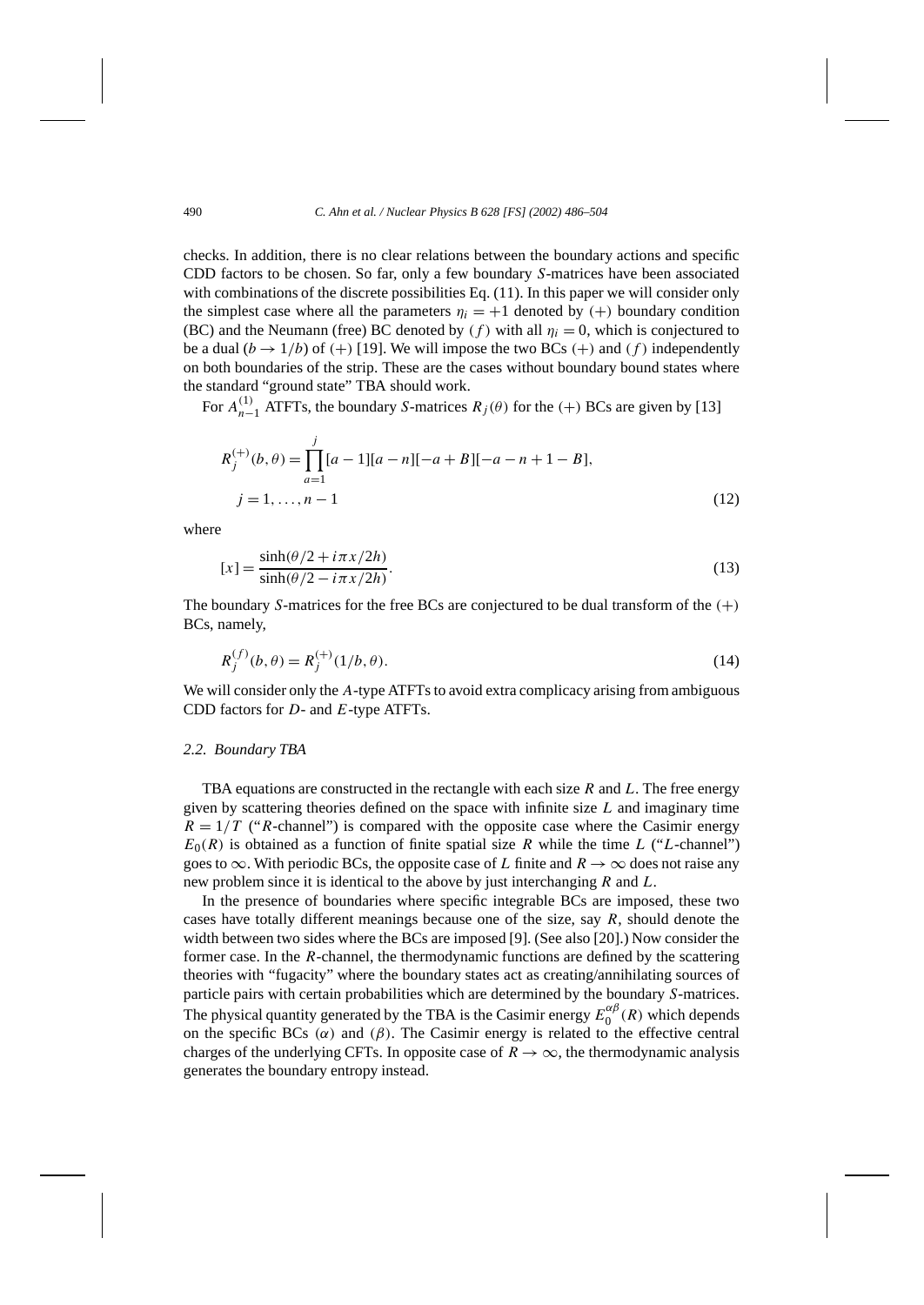checks. In addition, there is no clear relations between the boundary actions and specific CDD factors to be chosen. So far, only a few boundary $S$-matrices have been associated with combinations of the discrete possibilities Eq. (11). In this paper we will consider only the simplest case where all the parameters $\eta_i = +1$ denoted by $(+)$ boundary condition (BC) and the Neumann (free) BC denoted by $(f)$ with all $\eta_i = 0$, which is conjectured to be a dual $(b \to 1/b)$ of $(+)$ [19]. We will impose the two BCs $(+)$ and $(f)$ independently on both boundaries of the strip. These are the cases without boundary bound states where the standard "ground state" TBA should work.

For $A_{n-1}^{(1)}$ ATFTs, the boundary $S$-matrices $R_j(\theta)$ for the $(+)$ BCs are given by [13]

$$
R_j^{(+)}(b,\theta) = \prod_{a=1}^{j} [a-1][a-n][-a+B][-a-n+1-B], \qquad j = 1, \ldots, n-1 \tag{12}
$$

where

$$
[x] = \frac{\sinh(\theta/2 + i\pi x/2h)}{\sinh(\theta/2 - i\pi x/2h)}. \tag{13}
$$

The boundary $S$-matrices for the free BCs are conjectured to be dual transform of the $(+)$ BCs, namely,

$$
R_j^{(f)}(b,\theta) = R_j^{(+)}(1/b,\theta). \tag{14}
$$

We will consider only the $A$-type ATFTs to avoid extra complicacy arising from ambiguous CDD factors for $D$- and $E$-type ATFTs.

### 2.2. Boundary TBA

TBA equations are constructed in the rectangle with each size $R$ and $L$. The free energy given by scattering theories defined on the space with infinite size $L$ and imaginary time $R = 1/T$ ("$R$-channel") is compared with the opposite case where the Casimir energy $E_0(R)$ is obtained as a function of finite spatial size $R$ while the time $L$ ("$L$-channel") goes to $\infty$. With periodic BCs, the opposite case of $L$ finite and $R \to \infty$ does not raise any new problem since it is identical to the above by just interchanging $R$ and $L$.

In the presence of boundaries where specific integrable BCs are imposed, these two cases have totally different meanings because one of the size, say $R$, should denote the width between two sides where the BCs are imposed [9]. (See also [20].) Now consider the former case. In the $R$-channel, the thermodynamic functions are defined by the scattering theories with "fugacity" where the boundary states act as creating/annihilating sources of particle pairs with certain probabilities which are determined by the boundary $S$-matrices. The physical quantity generated by the TBA is the Casimir energy $E_0^{\alpha\beta}(R)$ which depends on the specific BCs $(\alpha)$ and $(\beta)$. The Casimir energy is related to the effective central charges of the underlying CFTs. In opposite case of $R \to \infty$, the thermodynamic analysis generates the boundary entropy instead.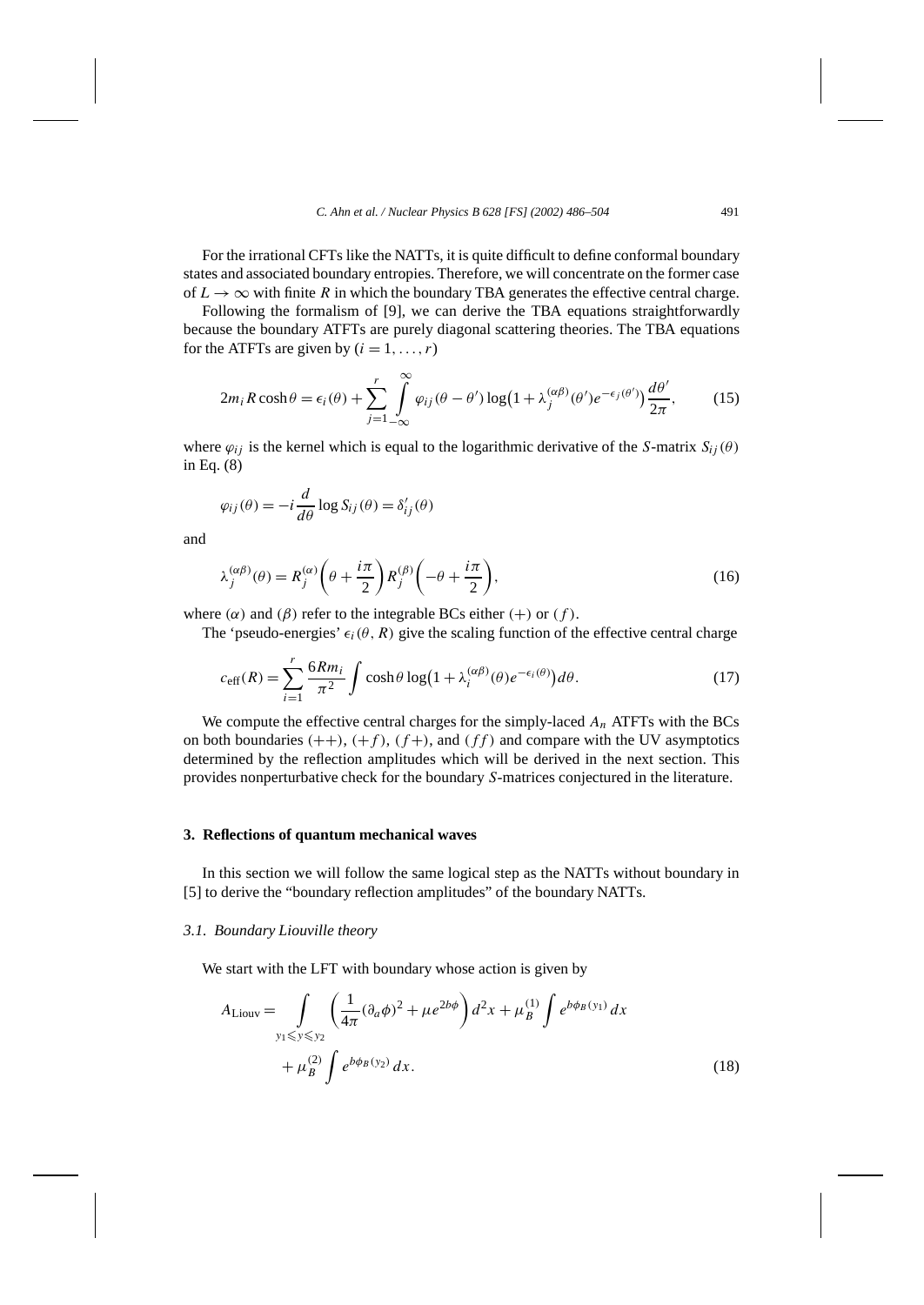For the irrational CFTs like the NATTs, it is quite difficult to define conformal boundary states and associated boundary entropies. Therefore, we will concentrate on the former case of $L \to \infty$ with finite $R$ in which the boundary TBA generates the effective central charge.

Following the formalism of [9], we can derive the TBA equations straightforwardly because the boundary ATFTs are purely diagonal scattering theories. The TBA equations for the ATFTs are given by $(i = 1, \ldots, r)$

$$2m_i R \cosh\theta = \epsilon_i(\theta) + \sum_{j=1}^{r} \int_{-\infty}^{\infty} \varphi_{ij}(\theta - \theta') \log\bigl(1 + \lambda_j^{(\alpha\beta)}(\theta') e^{-\epsilon_j(\theta')}\bigr) \frac{d\theta'}{2\pi}, \tag{15}$$

where $\varphi_{ij}$ is the kernel which is equal to the logarithmic derivative of the $S$-matrix $S_{ij}(\theta)$ in Eq. (8)

$$\varphi_{ij}(\theta) = -i \frac{d}{d\theta} \log S_{ij}(\theta) = \delta'_{ij}(\theta)$$

and

$$\lambda_j^{(\alpha\beta)}(\theta) = R_j^{(\alpha)}\left(\theta + \frac{i\pi}{2}\right) R_j^{(\beta)}\left(-\theta + \frac{i\pi}{2}\right), \tag{16}$$

where $(\alpha)$ and $(\beta)$ refer to the integrable BCs either $(+)$ or $(f)$.

The 'pseudo-energies' $\epsilon_i(\theta, R)$ give the scaling function of the effective central charge

$$c_{\text{eff}}(R) = \sum_{i=1}^{r} \frac{6Rm_i}{\pi^2} \int \cosh\theta \log\bigl(1 + \lambda_i^{(\alpha\beta)}(\theta) e^{-\epsilon_i(\theta)}\bigr) d\theta. \tag{17}$$

We compute the effective central charges for the simply-laced $A_n$ ATFTs with the BCs on both boundaries $(++)$, $(+f)$, $(f+)$, and $(ff)$ and compare with the UV asymptotics determined by the reflection amplitudes which will be derived in the next section. This provides nonperturbative check for the boundary $S$-matrices conjectured in the literature.

## 3. Reflections of quantum mechanical waves

In this section we will follow the same logical step as the NATTs without boundary in [5] to derive the "boundary reflection amplitudes" of the boundary NATTs.

### 3.1. Boundary Liouville theory

We start with the LFT with boundary whose action is given by

$$\begin{aligned} A_{\text{Liouv}} = &\int_{y_1 \leqslant y \leqslant y_2} \left( \frac{1}{4\pi} (\partial_a \phi)^2 + \mu e^{2b\phi} \right) d^2x + \mu_B^{(1)} \int e^{b\phi_B(y_1)}\, dx \\ &+ \mu_B^{(2)} \int e^{b\phi_B(y_2)}\, dx. \end{aligned} \tag{18}$$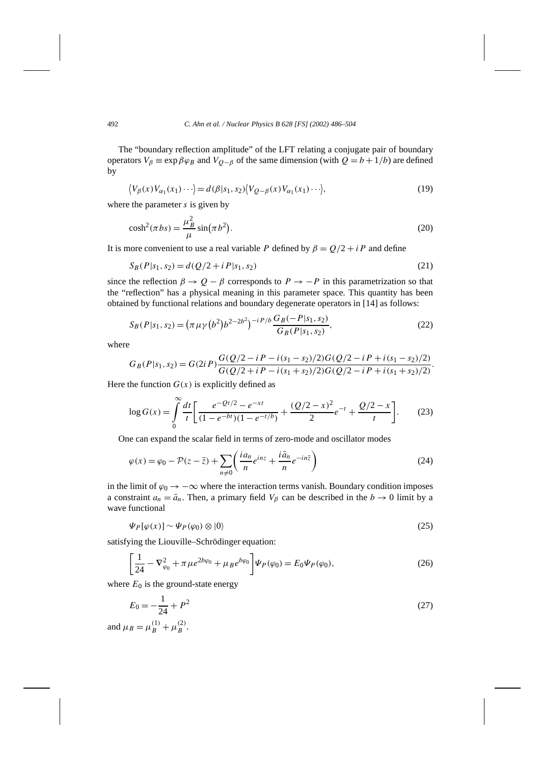The "boundary reflection amplitude" of the LFT relating a conjugate pair of boundary operators $V_\beta \equiv \exp \beta\varphi_B$ and $V_{Q-\beta}$ of the same dimension (with $Q = b + 1/b$) are defined by

$$\langle V_\beta(x) V_{\alpha_1}(x_1)\cdots\rangle = d(\beta|s_1, s_2)\langle V_{Q-\beta}(x) V_{\alpha_1}(x_1)\cdots\rangle, \tag{19}$$

where the parameter $s$ is given by

$$\cosh^2(\pi b s) = \frac{\mu_B^2}{\mu}\sin(\pi b^2). \tag{20}$$

It is more convenient to use a real variable $P$ defined by $\beta = Q/2 + iP$ and define

$$S_B(P|s_1, s_2) = d(Q/2 + iP|s_1, s_2) \tag{21}$$

since the reflection $\beta \to Q - \beta$ corresponds to $P \to -P$ in this parametrization so that the "reflection" has a physical meaning in this parameter space. This quantity has been obtained by functional relations and boundary degenerate operators in [14] as follows:

$$S_B(P|s_1, s_2) = \left(\pi\mu\gamma\left(b^2\right)b^{2-2b^2}\right)^{-iP/b}\frac{G_B(-P|s_1, s_2)}{G_B(P|s_1, s_2)}, \tag{22}$$

where

$$G_B(P|s_1, s_2) = G(2iP)\frac{G(Q/2 - iP - i(s_1 - s_2)/2)G(Q/2 - iP + i(s_1 - s_2)/2)}{G(Q/2 + iP - i(s_1 + s_2)/2)G(Q/2 - iP + i(s_1 + s_2)/2)}.$$

Here the function $G(x)$ is explicitly defined as

$$\log G(x) = \int_0^\infty \frac{dt}{t}\left[\frac{e^{-Qt/2} - e^{-xt}}{(1 - e^{-bt})(1 - e^{-t/b})} + \frac{(Q/2 - x)^2}{2}e^{-t} + \frac{Q/2 - x}{t}\right]. \tag{23}$$

One can expand the scalar field in terms of zero-mode and oscillator modes

$$\varphi(x) = \varphi_0 - \mathcal{P}(z - \bar{z}) + \sum_{n\neq 0}\left(\frac{ia_n}{n}e^{inz} + \frac{i\bar{a}_n}{n}e^{-in\bar{z}}\right) \tag{24}$$

in the limit of $\varphi_0 \to -\infty$ where the interaction terms vanish. Boundary condition imposes a constraint $a_n = \bar{a}_n$. Then, a primary field $V_\beta$ can be described in the $b \to 0$ limit by a wave functional

$$\Psi_P[\varphi(x)] \sim \Psi_P(\varphi_0) \otimes |0\rangle \tag{25}$$

satisfying the Liouville–Schrödinger equation:

$$\left[\frac{1}{24} - \nabla_{\varphi_0}^2 + \pi\mu e^{2b\varphi_0} + \mu_B e^{b\varphi_0}\right]\Psi_P(\varphi_0) = E_0\Psi_P(\varphi_0), \tag{26}$$

where $E_0$ is the ground-state energy

$$E_0 = -\frac{1}{24} + P^2 \tag{27}$$

and $\mu_B = \mu_B^{(1)} + \mu_B^{(2)}$.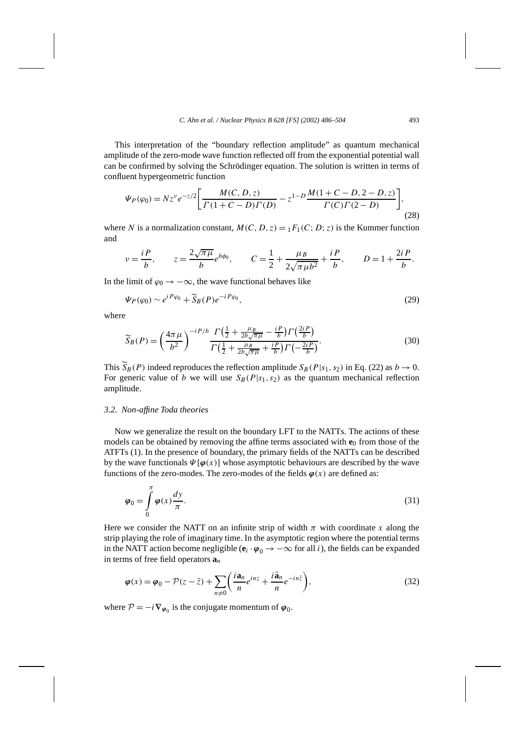This interpretation of the "boundary reflection amplitude" as quantum mechanical amplitude of the zero-mode wave function reflected off from the exponential potential wall can be confirmed by solving the Schrödinger equation. The solution is written in terms of confluent hypergeometric function

$$\Psi_P(\varphi_0) = N z^{\nu} e^{-z/2}\left[\frac{M(C,D,z)}{\Gamma(1+C-D)\Gamma(D)} - z^{1-D}\frac{M(1+C-D,2-D,z)}{\Gamma(C)\Gamma(2-D)}\right], \tag{28}$$

where $N$ is a normalization constant, $M(C,D,z) = {}_1F_1(C;D;z)$ is the Kummer function and

$$\nu = \frac{iP}{b}, \qquad z = \frac{2\sqrt{\pi\mu}}{b}e^{b\phi_0}, \qquad C = \frac{1}{2} + \frac{\mu_B}{2\sqrt{\pi\mu b^2}} + \frac{iP}{b}, \qquad D = 1 + \frac{2iP}{b}.$$

In the limit of $\varphi_0 \to -\infty$, the wave functional behaves like

$$\Psi_P(\varphi_0) \sim e^{iP\varphi_0} + \widetilde{S}_B(P)e^{-iP\varphi_0}, \tag{29}$$

where

$$\widetilde{S}_B(P) = \left(\frac{4\pi\mu}{b^2}\right)^{-iP/b} \frac{\Gamma\left(\frac{1}{2} + \frac{\mu_B}{2b\sqrt{\pi\mu}} - \frac{iP}{b}\right)\Gamma\left(\frac{2iP}{b}\right)}{\Gamma\left(\frac{1}{2} + \frac{\mu_B}{2b\sqrt{\pi\mu}} + \frac{iP}{b}\right)\Gamma\left(-\frac{2iP}{b}\right)}. \tag{30}$$

This $\widetilde{S}_B(P)$ indeed reproduces the reflection amplitude $S_B(P|s_1,s_2)$ in Eq. (22) as $b \to 0$. For generic value of $b$ we will use $S_B(P|s_1,s_2)$ as the quantum mechanical reflection amplitude.

### 3.2. Non-affine Toda theories

Now we generalize the result on the boundary LFT to the NATTs. The actions of these models can be obtained by removing the affine terms associated with $\mathbf{e}_0$ from those of the ATFTs (1). In the presence of boundary, the primary fields of the NATTs can be described by the wave functionals $\Psi[\boldsymbol{\varphi}(x)]$ whose asymptotic behaviours are described by the wave functions of the zero-modes. The zero-modes of the fields $\boldsymbol{\varphi}(x)$ are defined as:

$$\boldsymbol{\varphi}_0 = \int_0^{\pi} \boldsymbol{\varphi}(x)\frac{dy}{\pi}. \tag{31}$$

Here we consider the NATT on an infinite strip of width $\pi$ with coordinate $x$ along the strip playing the role of imaginary time. In the asymptotic region where the potential terms in the NATT action become negligible ($\mathbf{e}_i \cdot \boldsymbol{\varphi}_0 \to -\infty$ for all $i$), the fields can be expanded in terms of free field operators $\mathbf{a}_n$

$$\boldsymbol{\varphi}(x) = \boldsymbol{\varphi}_0 - \mathcal{P}(z-\bar{z}) + \sum_{n\neq 0}\left(\frac{i\mathbf{a}_n}{n}e^{inz} + \frac{i\bar{\mathbf{a}}_n}{n}e^{-in\bar{z}}\right), \tag{32}$$

where $\mathcal{P} = -i\nabla_{\boldsymbol{\varphi}_0}$ is the conjugate momentum of $\boldsymbol{\varphi}_0$.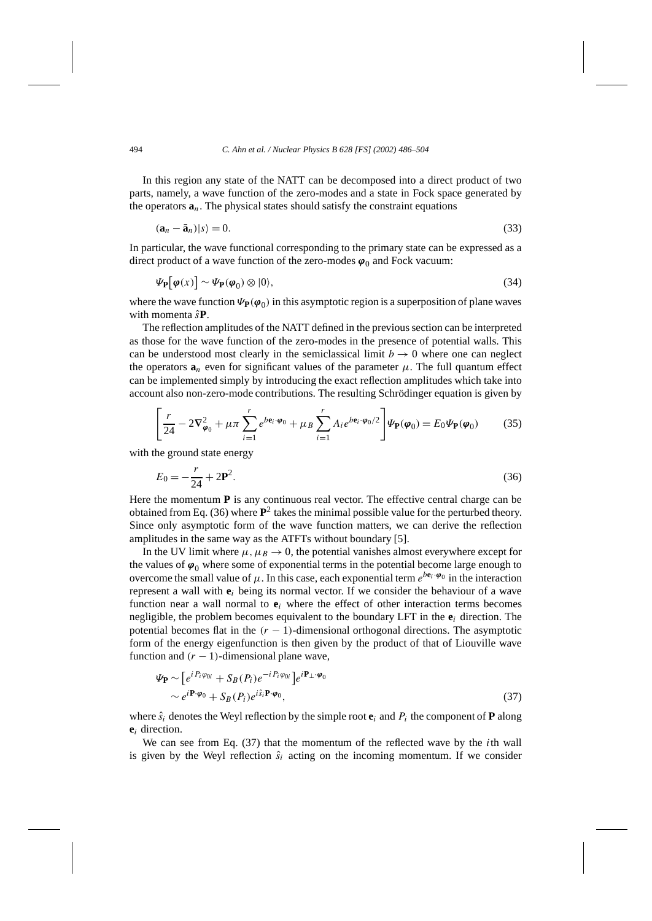In this region any state of the NATT can be decomposed into a direct product of two parts, namely, a wave function of the zero-modes and a state in Fock space generated by the operators $\mathbf{a}_n$. The physical states should satisfy the constraint equations

$$(\mathbf{a}_n - \bar{\mathbf{a}}_n)|s\rangle = 0. \tag{33}$$

In particular, the wave functional corresponding to the primary state can be expressed as a direct product of a wave function of the zero-modes $\boldsymbol{\varphi}_0$ and Fock vacuum:

$$\Psi_{\mathbf{P}}\big[\boldsymbol{\varphi}(x)\big] \sim \Psi_{\mathbf{P}}(\boldsymbol{\varphi}_0) \otimes |0\rangle, \tag{34}$$

where the wave function $\Psi_{\mathbf{P}}(\boldsymbol{\varphi}_0)$ in this asymptotic region is a superposition of plane waves with momenta $\hat{s}\mathbf{P}$.

The reflection amplitudes of the NATT defined in the previous section can be interpreted as those for the wave function of the zero-modes in the presence of potential walls. This can be understood most clearly in the semiclassical limit $b \to 0$ where one can neglect the operators $\mathbf{a}_n$ even for significant values of the parameter $\mu$. The full quantum effect can be implemented simply by introducing the exact reflection amplitudes which take into account also non-zero-mode contributions. The resulting Schrödinger equation is given by

$$\left[\frac{r}{24} - 2\nabla^2_{\boldsymbol{\varphi}_0} + \mu\pi \sum_{i=1}^{r} e^{b\mathbf{e}_i\cdot\boldsymbol{\varphi}_0} + \mu_B \sum_{i=1}^{r} A_i e^{b\mathbf{e}_i\cdot\boldsymbol{\varphi}_0/2}\right]\Psi_{\mathbf{P}}(\boldsymbol{\varphi}_0) = E_0\Psi_{\mathbf{P}}(\boldsymbol{\varphi}_0) \tag{35}$$

with the ground state energy

$$E_0 = -\frac{r}{24} + 2\mathbf{P}^2. \tag{36}$$

Here the momentum $\mathbf{P}$ is any continuous real vector. The effective central charge can be obtained from Eq. (36) where $\mathbf{P}^2$ takes the minimal possible value for the perturbed theory. Since only asymptotic form of the wave function matters, we can derive the reflection amplitudes in the same way as the ATFTs without boundary [5].

In the UV limit where $\mu, \mu_B \to 0$, the potential vanishes almost everywhere except for the values of $\boldsymbol{\varphi}_0$ where some of exponential terms in the potential become large enough to overcome the small value of $\mu$. In this case, each exponential term $e^{b\mathbf{e}_i\cdot\boldsymbol{\varphi}_0}$ in the interaction represent a wall with $\mathbf{e}_i$ being its normal vector. If we consider the behaviour of a wave function near a wall normal to $\mathbf{e}_i$ where the effect of other interaction terms becomes negligible, the problem becomes equivalent to the boundary LFT in the $\mathbf{e}_i$ direction. The potential becomes flat in the $(r-1)$-dimensional orthogonal directions. The asymptotic form of the energy eigenfunction is then given by the product of that of Liouville wave function and $(r-1)$-dimensional plane wave,

$$\begin{aligned}\Psi_{\mathbf{P}} &\sim \big[e^{iP_i\varphi_{0i}} + S_B(P_i)e^{-iP_i\varphi_{0i}}\big]e^{i\mathbf{P}_\perp\cdot\boldsymbol{\varphi}_0} \\ &\sim e^{i\mathbf{P}\cdot\boldsymbol{\varphi}_0} + S_B(P_i)e^{i\hat{s}_i\mathbf{P}\cdot\boldsymbol{\varphi}_0},\end{aligned} \tag{37}$$

where $\hat{s}_i$ denotes the Weyl reflection by the simple root $\mathbf{e}_i$ and $P_i$ the component of $\mathbf{P}$ along $\mathbf{e}_i$ direction.

We can see from Eq. (37) that the momentum of the reflected wave by the $i$th wall is given by the Weyl reflection $\hat{s}_i$ acting on the incoming momentum. If we consider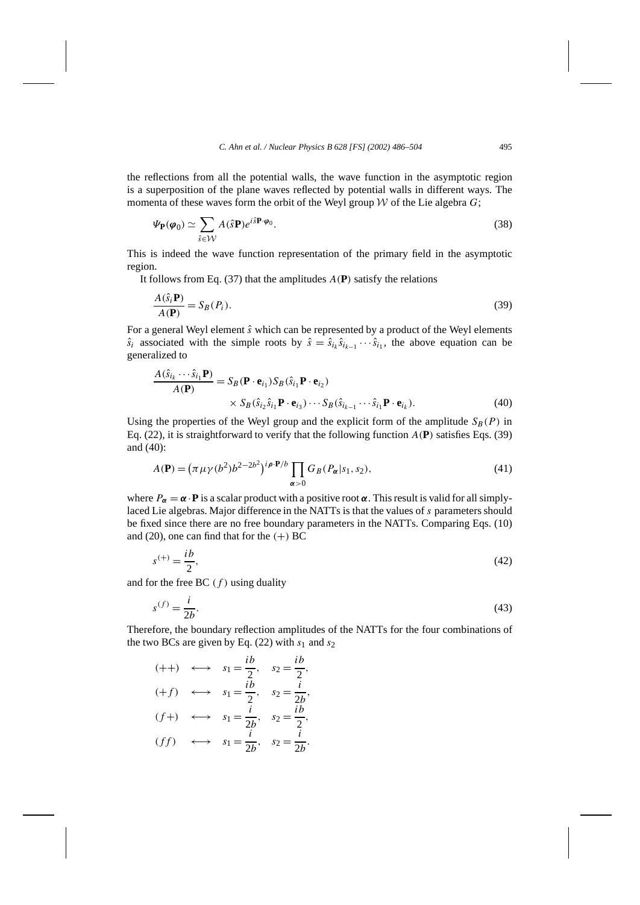the reflections from all the potential walls, the wave function in the asymptotic region is a superposition of the plane waves reflected by potential walls in different ways. The momenta of these waves form the orbit of the Weyl group $\mathcal{W}$ of the Lie algebra $G$;

$$\Psi_{\mathbf{P}}(\boldsymbol{\varphi}_0) \simeq \sum_{\hat{s}\in\mathcal{W}} A(\hat{s}\mathbf{P}) e^{i\hat{s}\mathbf{P}\cdot\boldsymbol{\varphi}_0}. \tag{38}$$

This is indeed the wave function representation of the primary field in the asymptotic region.

It follows from Eq. (37) that the amplitudes $A(\mathbf{P})$ satisfy the relations

$$\frac{A(\hat{s}_i\mathbf{P})}{A(\mathbf{P})} = S_B(P_i). \tag{39}$$

For a general Weyl element $\hat{s}$ which can be represented by a product of the Weyl elements $\hat{s}_i$ associated with the simple roots by $\hat{s} = \hat{s}_{i_k}\hat{s}_{i_{k-1}}\cdots\hat{s}_{i_1}$, the above equation can be generalized to

$$\begin{aligned}\frac{A(\hat{s}_{i_k}\cdots\hat{s}_{i_1}\mathbf{P})}{A(\mathbf{P})} &= S_B(\mathbf{P}\cdot\mathbf{e}_{i_1}) S_B(\hat{s}_{i_1}\mathbf{P}\cdot\mathbf{e}_{i_2}) \\ &\quad\times S_B(\hat{s}_{i_2}\hat{s}_{i_1}\mathbf{P}\cdot\mathbf{e}_{i_3})\cdots S_B(\hat{s}_{i_{k-1}}\cdots\hat{s}_{i_1}\mathbf{P}\cdot\mathbf{e}_{i_k}).\end{aligned} \tag{40}$$

Using the properties of the Weyl group and the explicit form of the amplitude $S_B(P)$ in Eq. (22), it is straightforward to verify that the following function $A(\mathbf{P})$ satisfies Eqs. (39) and (40):

$$A(\mathbf{P}) = \left(\pi\mu\gamma(b^2) b^{2-2b^2}\right)^{i\boldsymbol{\rho}\cdot\mathbf{P}/b} \prod_{\boldsymbol{\alpha}>0} G_B(P_{\boldsymbol{\alpha}}|s_1, s_2), \tag{41}$$

where $P_{\boldsymbol{\alpha}} = \boldsymbol{\alpha}\cdot\mathbf{P}$ is a scalar product with a positive root $\boldsymbol{\alpha}$. This result is valid for all simply-laced Lie algebras. Major difference in the NATTs is that the values of $s$ parameters should be fixed since there are no free boundary parameters in the NATTs. Comparing Eqs. (10) and (20), one can find that for the $(+)$ BC

$$s^{(+)} = \frac{ib}{2}, \tag{42}$$

and for the free BC $(f)$ using duality

$$s^{(f)} = \frac{i}{2b}. \tag{43}$$

Therefore, the boundary reflection amplitudes of the NATTs for the four combinations of the two BCs are given by Eq. (22) with $s_1$ and $s_2$

$$\begin{aligned}
(++) &\quad\longleftrightarrow\quad s_1 = \frac{ib}{2}, \quad s_2 = \frac{ib}{2}, \\
(+f) &\quad\longleftrightarrow\quad s_1 = \frac{ib}{2}, \quad s_2 = \frac{i}{2b}, \\
(f+) &\quad\longleftrightarrow\quad s_1 = \frac{i}{2b}, \quad s_2 = \frac{ib}{2}, \\
(ff) &\quad\longleftrightarrow\quad s_1 = \frac{i}{2b}, \quad s_2 = \frac{i}{2b}.
\end{aligned}$$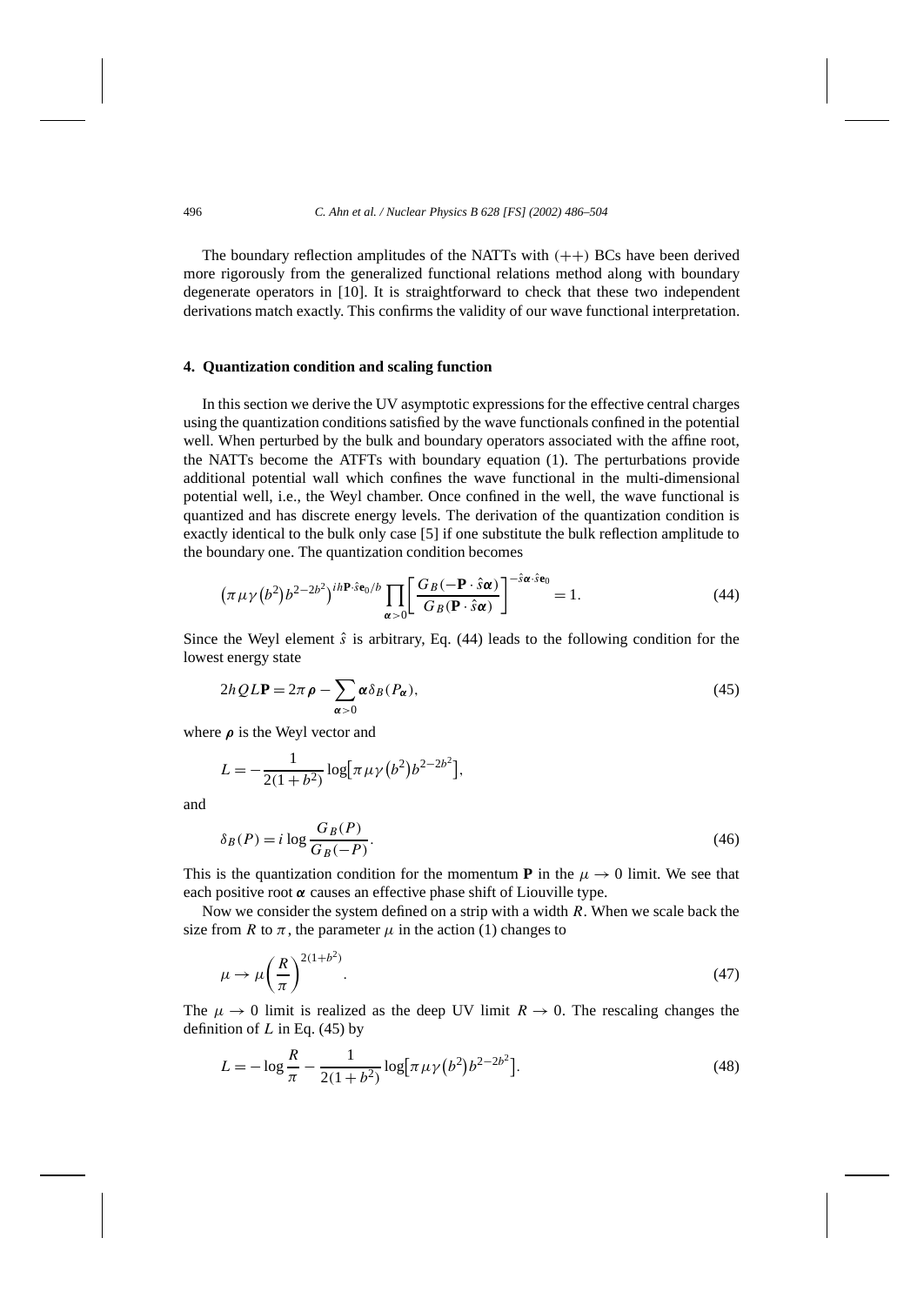The boundary reflection amplitudes of the NATTs with $(++)$ BCs have been derived more rigorously from the generalized functional relations method along with boundary degenerate operators in [10]. It is straightforward to check that these two independent derivations match exactly. This confirms the validity of our wave functional interpretation.

## 4. Quantization condition and scaling function

In this section we derive the UV asymptotic expressions for the effective central charges using the quantization conditions satisfied by the wave functionals confined in the potential well. When perturbed by the bulk and boundary operators associated with the affine root, the NATTs become the ATFTs with boundary equation (1). The perturbations provide additional potential wall which confines the wave functional in the multi-dimensional potential well, i.e., the Weyl chamber. Once confined in the well, the wave functional is quantized and has discrete energy levels. The derivation of the quantization condition is exactly identical to the bulk only case [5] if one substitute the bulk reflection amplitude to the boundary one. The quantization condition becomes

$$\left(\pi\mu\gamma\left(b^2\right)b^{2-2b^2}\right)^{ih\mathbf{P}\cdot\hat{s}\mathbf{e}_0/b}\prod_{\boldsymbol{\alpha}>0}\left[\frac{G_B(-\mathbf{P}\cdot\hat{s}\boldsymbol{\alpha})}{G_B(\mathbf{P}\cdot\hat{s}\boldsymbol{\alpha})}\right]^{-\hat{s}\boldsymbol{\alpha}\cdot\hat{s}\mathbf{e}_0}=1. \tag{44}$$

Since the Weyl element $\hat{s}$ is arbitrary, Eq. (44) leads to the following condition for the lowest energy state

$$2hQL\mathbf{P}=2\pi\boldsymbol{\rho}-\sum_{\boldsymbol{\alpha}>0}\boldsymbol{\alpha}\delta_B(P_{\boldsymbol{\alpha}}), \tag{45}$$

where $\boldsymbol{\rho}$ is the Weyl vector and

$$L=-\frac{1}{2(1+b^2)}\log\left[\pi\mu\gamma\left(b^2\right)b^{2-2b^2}\right],$$

and

$$\delta_B(P)=i\log\frac{G_B(P)}{G_B(-P)}. \tag{46}$$

This is the quantization condition for the momentum $\mathbf{P}$ in the $\mu\to 0$ limit. We see that each positive root $\boldsymbol{\alpha}$ causes an effective phase shift of Liouville type.

Now we consider the system defined on a strip with a width $R$. When we scale back the size from $R$ to $\pi$, the parameter $\mu$ in the action (1) changes to

$$\mu\to\mu\left(\frac{R}{\pi}\right)^{2(1+b^2)}. \tag{47}$$

The $\mu\to 0$ limit is realized as the deep UV limit $R\to 0$. The rescaling changes the definition of $L$ in Eq. (45) by

$$L=-\log\frac{R}{\pi}-\frac{1}{2(1+b^2)}\log\left[\pi\mu\gamma\left(b^2\right)b^{2-2b^2}\right]. \tag{48}$$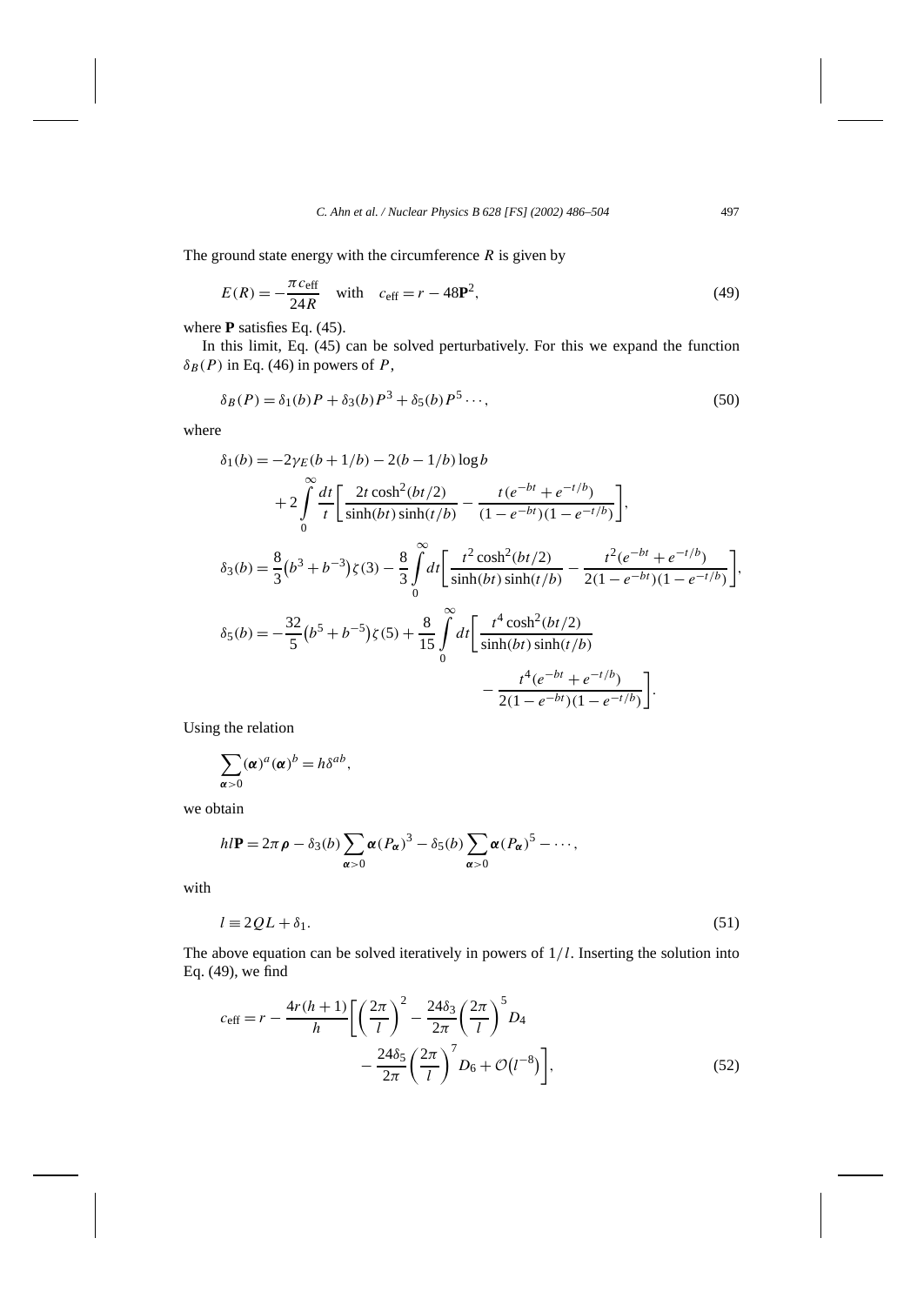The ground state energy with the circumference $R$ is given by

$$E(R) = -\frac{\pi c_{\text{eff}}}{24R} \quad \text{with} \quad c_{\text{eff}} = r - 48\mathbf{P}^2, \tag{49}$$

where $\mathbf{P}$ satisfies Eq. (45).

In this limit, Eq. (45) can be solved perturbatively. For this we expand the function $\delta_B(P)$ in Eq. (46) in powers of $P$,

$$\delta_B(P) = \delta_1(b)P + \delta_3(b)P^3 + \delta_5(b)P^5 \cdots, \tag{50}$$

where

$$\delta_1(b) = -2\gamma_E(b + 1/b) - 2(b - 1/b)\log b + 2\int_0^\infty \frac{dt}{t}\left[\frac{2t\cosh^2(bt/2)}{\sinh(bt)\sinh(t/b)} - \frac{t(e^{-bt} + e^{-t/b})}{(1 - e^{-bt})(1 - e^{-t/b})}\right],$$

$$\delta_3(b) = \frac{8}{3}\left(b^3 + b^{-3}\right)\zeta(3) - \frac{8}{3}\int_0^\infty dt\left[\frac{t^2\cosh^2(bt/2)}{\sinh(bt)\sinh(t/b)} - \frac{t^2(e^{-bt} + e^{-t/b})}{2(1 - e^{-bt})(1 - e^{-t/b})}\right],$$

$$\delta_5(b) = -\frac{32}{5}\left(b^5 + b^{-5}\right)\zeta(5) + \frac{8}{15}\int_0^\infty dt\left[\frac{t^4\cosh^2(bt/2)}{\sinh(bt)\sinh(t/b)} - \frac{t^4(e^{-bt} + e^{-t/b})}{2(1 - e^{-bt})(1 - e^{-t/b})}\right].$$

Using the relation

$$\sum_{\boldsymbol{\alpha}>0} (\boldsymbol{\alpha})^a (\boldsymbol{\alpha})^b = h\delta^{ab},$$

we obtain

$$hl\mathbf{P} = 2\pi\boldsymbol{\rho} - \delta_3(b)\sum_{\boldsymbol{\alpha}>0} \boldsymbol{\alpha}(P_{\boldsymbol{\alpha}})^3 - \delta_5(b)\sum_{\boldsymbol{\alpha}>0} \boldsymbol{\alpha}(P_{\boldsymbol{\alpha}})^5 - \cdots,$$

with

$$l \equiv 2QL + \delta_1. \tag{51}$$

The above equation can be solved iteratively in powers of $1/l$. Inserting the solution into Eq. (49), we find

$$c_{\text{eff}} = r - \frac{4r(h+1)}{h}\left[\left(\frac{2\pi}{l}\right)^2 - \frac{24\delta_3}{2\pi}\left(\frac{2\pi}{l}\right)^5 D_4 - \frac{24\delta_5}{2\pi}\left(\frac{2\pi}{l}\right)^7 D_6 + \mathcal{O}\left(l^{-8}\right)\right], \tag{52}$$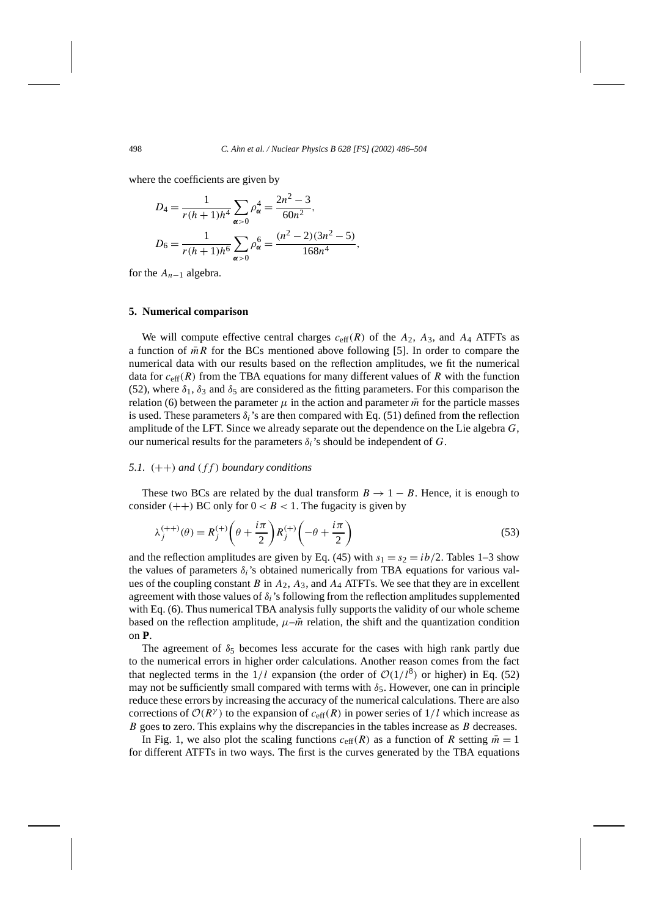where the coefficients are given by

$$D_4 = \frac{1}{r(h+1)h^4} \sum_{\boldsymbol{\alpha}>0} \rho_{\boldsymbol{\alpha}}^4 = \frac{2n^2-3}{60n^2},$$

$$D_6 = \frac{1}{r(h+1)h^6} \sum_{\boldsymbol{\alpha}>0} \rho_{\boldsymbol{\alpha}}^6 = \frac{(n^2-2)(3n^2-5)}{168n^4},$$

for the $A_{n-1}$ algebra.

## 5. Numerical comparison

We will compute effective central charges $c_{\text{eff}}(R)$ of the $A_2$, $A_3$, and $A_4$ ATFTs as a function of $\bar{m}R$ for the BCs mentioned above following [5]. In order to compare the numerical data with our results based on the reflection amplitudes, we fit the numerical data for $c_{\text{eff}}(R)$ from the TBA equations for many different values of $R$ with the function (52), where $\delta_1$, $\delta_3$ and $\delta_5$ are considered as the fitting parameters. For this comparison the relation (6) between the parameter $\mu$ in the action and parameter $\bar{m}$ for the particle masses is used. These parameters $\delta_i$'s are then compared with Eq. (51) defined from the reflection amplitude of the LFT. Since we already separate out the dependence on the Lie algebra $G$, our numerical results for the parameters $\delta_i$'s should be independent of $G$.

### 5.1. $(++)$ and $(ff)$ boundary conditions

These two BCs are related by the dual transform $B \to 1 - B$. Hence, it is enough to consider $(++)$ BC only for $0 < B < 1$. The fugacity is given by

$$\lambda_j^{(++)}(\theta) = R_j^{(+)}\left(\theta + \frac{i\pi}{2}\right) R_j^{(+)}\left(-\theta + \frac{i\pi}{2}\right) \tag{53}$$

and the reflection amplitudes are given by Eq. (45) with $s_1 = s_2 = ib/2$. Tables 1–3 show the values of parameters $\delta_i$'s obtained numerically from TBA equations for various values of the coupling constant $B$ in $A_2$, $A_3$, and $A_4$ ATFTs. We see that they are in excellent agreement with those values of $\delta_i$'s following from the reflection amplitudes supplemented with Eq. (6). Thus numerical TBA analysis fully supports the validity of our whole scheme based on the reflection amplitude, $\mu$–$\bar{m}$ relation, the shift and the quantization condition on $\mathbf{P}$.

The agreement of $\delta_5$ becomes less accurate for the cases with high rank partly due to the numerical errors in higher order calculations. Another reason comes from the fact that neglected terms in the $1/l$ expansion (the order of $\mathcal{O}(1/l^8)$ or higher) in Eq. (52) may not be sufficiently small compared with terms with $\delta_5$. However, one can in principle reduce these errors by increasing the accuracy of the numerical calculations. There are also corrections of $\mathcal{O}(R^\gamma)$ to the expansion of $c_{\text{eff}}(R)$ in power series of $1/l$ which increase as $B$ goes to zero. This explains why the discrepancies in the tables increase as $B$ decreases.

In Fig. 1, we also plot the scaling functions $c_{\text{eff}}(R)$ as a function of $R$ setting $\bar{m} = 1$ for different ATFTs in two ways. The first is the curves generated by the TBA equations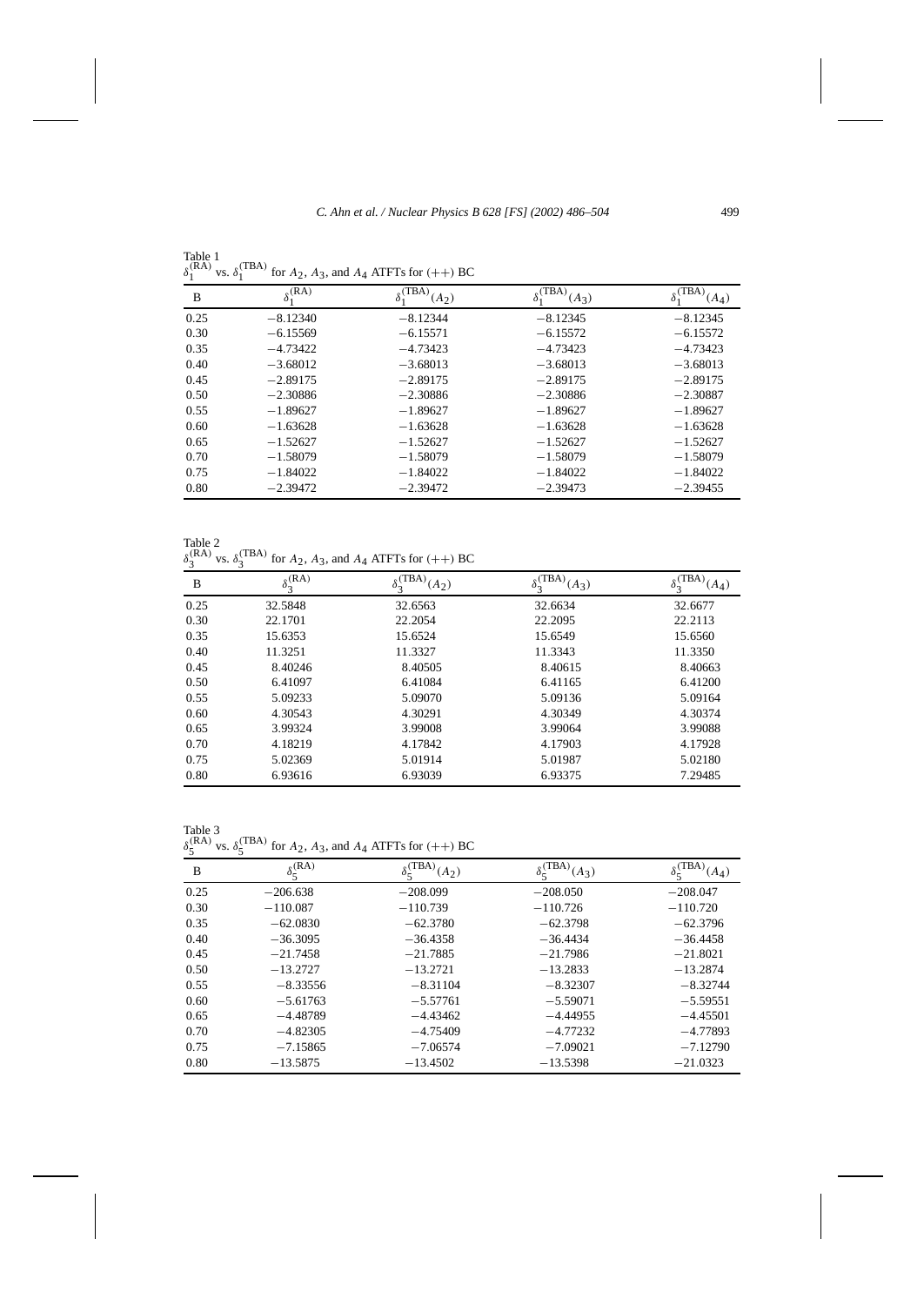Table 1
$\delta_1^{(\text{RA})}$ vs. $\delta_1^{(\text{TBA})}$ for $A_2$, $A_3$, and $A_4$ ATFTs for $(++)$ BC

| B | $\delta_1^{(\text{RA})}$ | $\delta_1^{(\text{TBA})}(A_2)$ | $\delta_1^{(\text{TBA})}(A_3)$ | $\delta_1^{(\text{TBA})}(A_4)$ |
|---|---|---|---|---|
| 0.25 | −8.12340 | −8.12344 | −8.12345 | −8.12345 |
| 0.30 | −6.15569 | −6.15571 | −6.15572 | −6.15572 |
| 0.35 | −4.73422 | −4.73423 | −4.73423 | −4.73423 |
| 0.40 | −3.68012 | −3.68013 | −3.68013 | −3.68013 |
| 0.45 | −2.89175 | −2.89175 | −2.89175 | −2.89175 |
| 0.50 | −2.30886 | −2.30886 | −2.30886 | −2.30887 |
| 0.55 | −1.89627 | −1.89627 | −1.89627 | −1.89627 |
| 0.60 | −1.63628 | −1.63628 | −1.63628 | −1.63628 |
| 0.65 | −1.52627 | −1.52627 | −1.52627 | −1.52627 |
| 0.70 | −1.58079 | −1.58079 | −1.58079 | −1.58079 |
| 0.75 | −1.84022 | −1.84022 | −1.84022 | −1.84022 |
| 0.80 | −2.39472 | −2.39472 | −2.39473 | −2.39455 |

Table 2
$\delta_3^{(\text{RA})}$ vs. $\delta_3^{(\text{TBA})}$ for $A_2$, $A_3$, and $A_4$ ATFTs for $(++)$ BC

| B | $\delta_3^{(\text{RA})}$ | $\delta_3^{(\text{TBA})}(A_2)$ | $\delta_3^{(\text{TBA})}(A_3)$ | $\delta_3^{(\text{TBA})}(A_4)$ |
|---|---|---|---|---|
| 0.25 | 32.5848 | 32.6563 | 32.6634 | 32.6677 |
| 0.30 | 22.1701 | 22.2054 | 22.2095 | 22.2113 |
| 0.35 | 15.6353 | 15.6524 | 15.6549 | 15.6560 |
| 0.40 | 11.3251 | 11.3327 | 11.3343 | 11.3350 |
| 0.45 | 8.40246 | 8.40505 | 8.40615 | 8.40663 |
| 0.50 | 6.41097 | 6.41084 | 6.41165 | 6.41200 |
| 0.55 | 5.09233 | 5.09070 | 5.09136 | 5.09164 |
| 0.60 | 4.30543 | 4.30291 | 4.30349 | 4.30374 |
| 0.65 | 3.99324 | 3.99008 | 3.99064 | 3.99088 |
| 0.70 | 4.18219 | 4.17842 | 4.17903 | 4.17928 |
| 0.75 | 5.02369 | 5.01914 | 5.01987 | 5.02180 |
| 0.80 | 6.93616 | 6.93039 | 6.93375 | 7.29485 |

Table 3
$\delta_5^{(\text{RA})}$ vs. $\delta_5^{(\text{TBA})}$ for $A_2$, $A_3$, and $A_4$ ATFTs for $(++)$ BC

| B | $\delta_5^{(\text{RA})}$ | $\delta_5^{(\text{TBA})}(A_2)$ | $\delta_5^{(\text{TBA})}(A_3)$ | $\delta_5^{(\text{TBA})}(A_4)$ |
|---|---|---|---|---|
| 0.25 | −206.638 | −208.099 | −208.050 | −208.047 |
| 0.30 | −110.087 | −110.739 | −110.726 | −110.720 |
| 0.35 | −62.0830 | −62.3780 | −62.3798 | −62.3796 |
| 0.40 | −36.3095 | −36.4358 | −36.4434 | −36.4458 |
| 0.45 | −21.7458 | −21.7885 | −21.7986 | −21.8021 |
| 0.50 | −13.2727 | −13.2721 | −13.2833 | −13.2874 |
| 0.55 | −8.33556 | −8.31104 | −8.32307 | −8.32744 |
| 0.60 | −5.61763 | −5.57761 | −5.59071 | −5.59551 |
| 0.65 | −4.48789 | −4.43462 | −4.44955 | −4.45501 |
| 0.70 | −4.82305 | −4.75409 | −4.77232 | −4.77893 |
| 0.75 | −7.15865 | −7.06574 | −7.09021 | −7.12790 |
| 0.80 | −13.5875 | −13.4502 | −13.5398 | −21.0323 |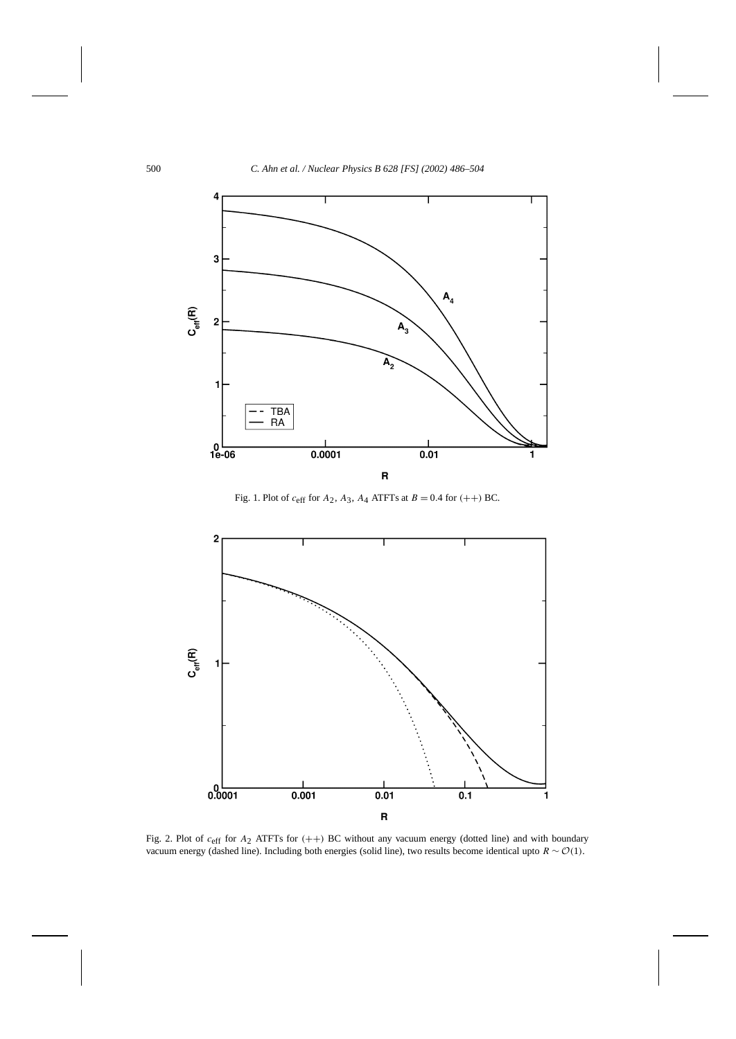4

3

2

1

0

1e-06

0.0001

0.01

1

$C_{eff}(R)$

R

$A_4$

$A_3$

$A_2$

TBA

RA

Fig. 1. Plot of $c_{\rm eff}$ for $A_2$, $A_3$, $A_4$ ATFTs at $B = 0.4$ for $(++)$ BC.

2

1

0

0.0001

0.001

0.01

0.1

1

$C_{eff}(R)$

R

Fig. 2. Plot of $c_{\rm eff}$ for $A_2$ ATFTs for $(++)$ BC without any vacuum energy (dotted line) and with boundary vacuum energy (dashed line). Including both energies (solid line), two results become identical upto $R \sim \mathcal{O}(1)$.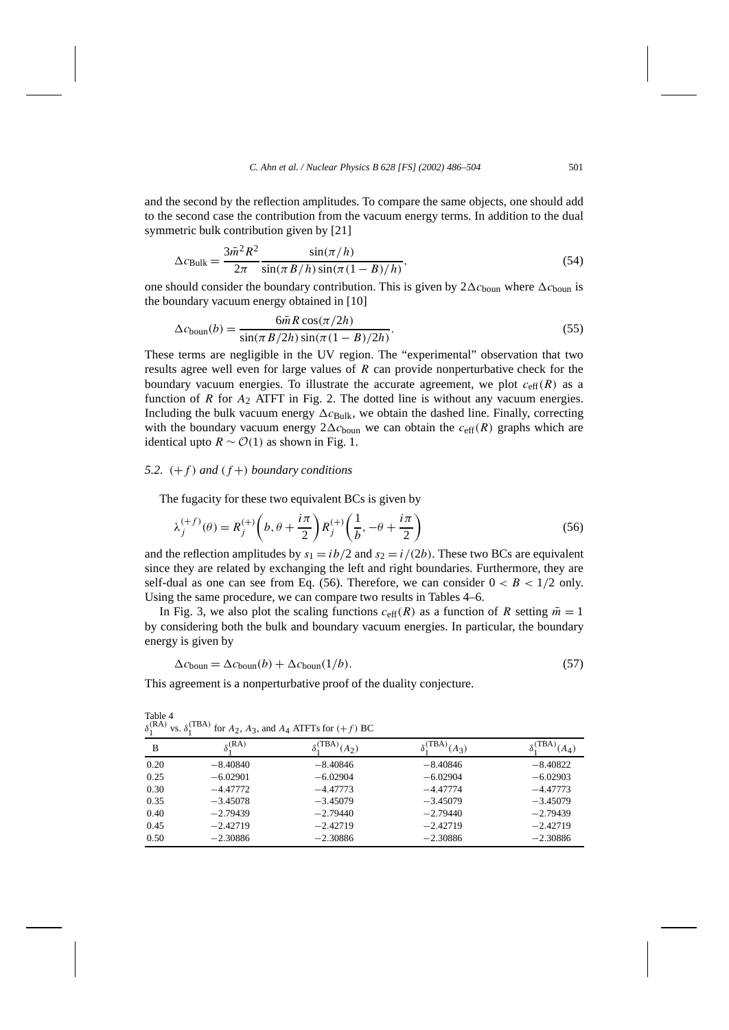and the second by the reflection amplitudes. To compare the same objects, one should add to the second case the contribution from the vacuum energy terms. In addition to the dual symmetric bulk contribution given by [21]

$$\Delta c_{\text{Bulk}} = \frac{3\bar{m}^2 R^2}{2\pi} \frac{\sin(\pi/h)}{\sin(\pi B/h)\sin(\pi(1-B)/h)}, \tag{54}$$

one should consider the boundary contribution. This is given by $2\Delta c_{\text{boun}}$ where $\Delta c_{\text{boun}}$ is the boundary vacuum energy obtained in [10]

$$\Delta c_{\text{boun}}(b) = \frac{6\bar{m}R\cos(\pi/2h)}{\sin(\pi B/2h)\sin(\pi(1-B)/2h)}. \tag{55}$$

These terms are negligible in the UV region. The "experimental" observation that two results agree well even for large values of $R$ can provide nonperturbative check for the boundary vacuum energies. To illustrate the accurate agreement, we plot $c_{\text{eff}}(R)$ as a function of $R$ for $A_2$ ATFT in Fig. 2. The dotted line is without any vacuum energies. Including the bulk vacuum energy $\Delta c_{\text{Bulk}}$, we obtain the dashed line. Finally, correcting with the boundary vacuum energy $2\Delta c_{\text{boun}}$ we can obtain the $c_{\text{eff}}(R)$ graphs which are identical upto $R \sim \mathcal{O}(1)$ as shown in Fig. 1.

### 5.2. $(+f)$ and $(f+)$ boundary conditions

The fugacity for these two equivalent BCs is given by

$$\lambda_j^{(+f)}(\theta) = R_j^{(+)}\left(b, \theta + \frac{i\pi}{2}\right) R_j^{(+)}\left(\frac{1}{b}, -\theta + \frac{i\pi}{2}\right) \tag{56}$$

and the reflection amplitudes by $s_1 = ib/2$ and $s_2 = i/(2b)$. These two BCs are equivalent since they are related by exchanging the left and right boundaries. Furthermore, they are self-dual as one can see from Eq. (56). Therefore, we can consider $0 < B < 1/2$ only. Using the same procedure, we can compare two results in Tables 4–6.

In Fig. 3, we also plot the scaling functions $c_{\text{eff}}(R)$ as a function of $R$ setting $\bar{m} = 1$ by considering both the bulk and boundary vacuum energies. In particular, the boundary energy is given by

$$\Delta c_{\text{boun}} = \Delta c_{\text{boun}}(b) + \Delta c_{\text{boun}}(1/b). \tag{57}$$

This agreement is a nonperturbative proof of the duality conjecture.

Table 4
$\delta_1^{(\text{RA})}$ vs. $\delta_1^{(\text{TBA})}$ for $A_2$, $A_3$, and $A_4$ ATFTs for $(+f)$ BC

| B | $\delta_1^{(\text{RA})}$ | $\delta_1^{(\text{TBA})}(A_2)$ | $\delta_1^{(\text{TBA})}(A_3)$ | $\delta_1^{(\text{TBA})}(A_4)$ |
|---|---|---|---|---|
| 0.20 | −8.40840 | −8.40846 | −8.40846 | −8.40822 |
| 0.25 | −6.02901 | −6.02904 | −6.02904 | −6.02903 |
| 0.30 | −4.47772 | −4.47773 | −4.47774 | −4.47773 |
| 0.35 | −3.45078 | −3.45079 | −3.45079 | −3.45079 |
| 0.40 | −2.79439 | −2.79440 | −2.79440 | −2.79439 |
| 0.45 | −2.42719 | −2.42719 | −2.42719 | −2.42719 |
| 0.50 | −2.30886 | −2.30886 | −2.30886 | −2.30886 |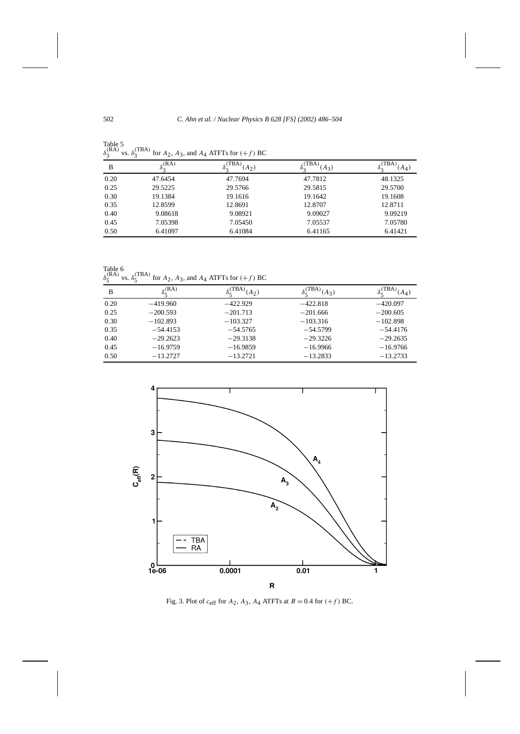Table 5
$\delta_3^{(\mathrm{RA})}$ vs. $\delta_3^{(\mathrm{TBA})}$ for $A_2$, $A_3$, and $A_4$ ATFTs for $(+f)$ BC

| B | $\delta_3^{(\mathrm{RA})}$ | $\delta_3^{(\mathrm{TBA})}(A_2)$ | $\delta_3^{(\mathrm{TBA})}(A_3)$ | $\delta_3^{(\mathrm{TBA})}(A_4)$ |
|---|---|---|---|---|
| 0.20 | 47.6454 | 47.7694 | 47.7812 | 48.1325 |
| 0.25 | 29.5225 | 29.5766 | 29.5815 | 29.5700 |
| 0.30 | 19.1384 | 19.1616 | 19.1642 | 19.1608 |
| 0.35 | 12.8599 | 12.8691 | 12.8707 | 12.8711 |
| 0.40 | 9.08618 | 9.08921 | 9.09027 | 9.09219 |
| 0.45 | 7.05398 | 7.05450 | 7.05537 | 7.05780 |
| 0.50 | 6.41097 | 6.41084 | 6.41165 | 6.41421 |

Table 6
$\delta_5^{(\mathrm{RA})}$ vs. $\delta_5^{(\mathrm{TBA})}$ for $A_2$, $A_3$, and $A_4$ ATFTs for $(+f)$ BC

| B | $\delta_5^{(\mathrm{RA})}$ | $\delta_5^{(\mathrm{TBA})}(A_2)$ | $\delta_5^{(\mathrm{TBA})}(A_3)$ | $\delta_5^{(\mathrm{TBA})}(A_4)$ |
|---|---|---|---|---|
| 0.20 | −419.960 | −422.929 | −422.818 | −420.097 |
| 0.25 | −200.593 | −201.713 | −201.666 | −200.605 |
| 0.30 | −102.893 | −103.327 | −103.316 | −102.898 |
| 0.35 | −54.4153 | −54.5765 | −54.5799 | −54.4176 |
| 0.40 | −29.2623 | −29.3138 | −29.3226 | −29.2635 |
| 0.45 | −16.9759 | −16.9859 | −16.9966 | −16.9766 |
| 0.50 | −13.2727 | −13.2721 | −13.2833 | −13.2733 |

C_eff(R)

4
3
2
1
0

1e-06
0.0001
0.01
1

R

A_4
A_3
A_2

TBA
RA

Fig. 3. Plot of $c_{\mathrm{eff}}$ for $A_2$, $A_3$, $A_4$ ATFTs at $B = 0.4$ for $(+f)$ BC.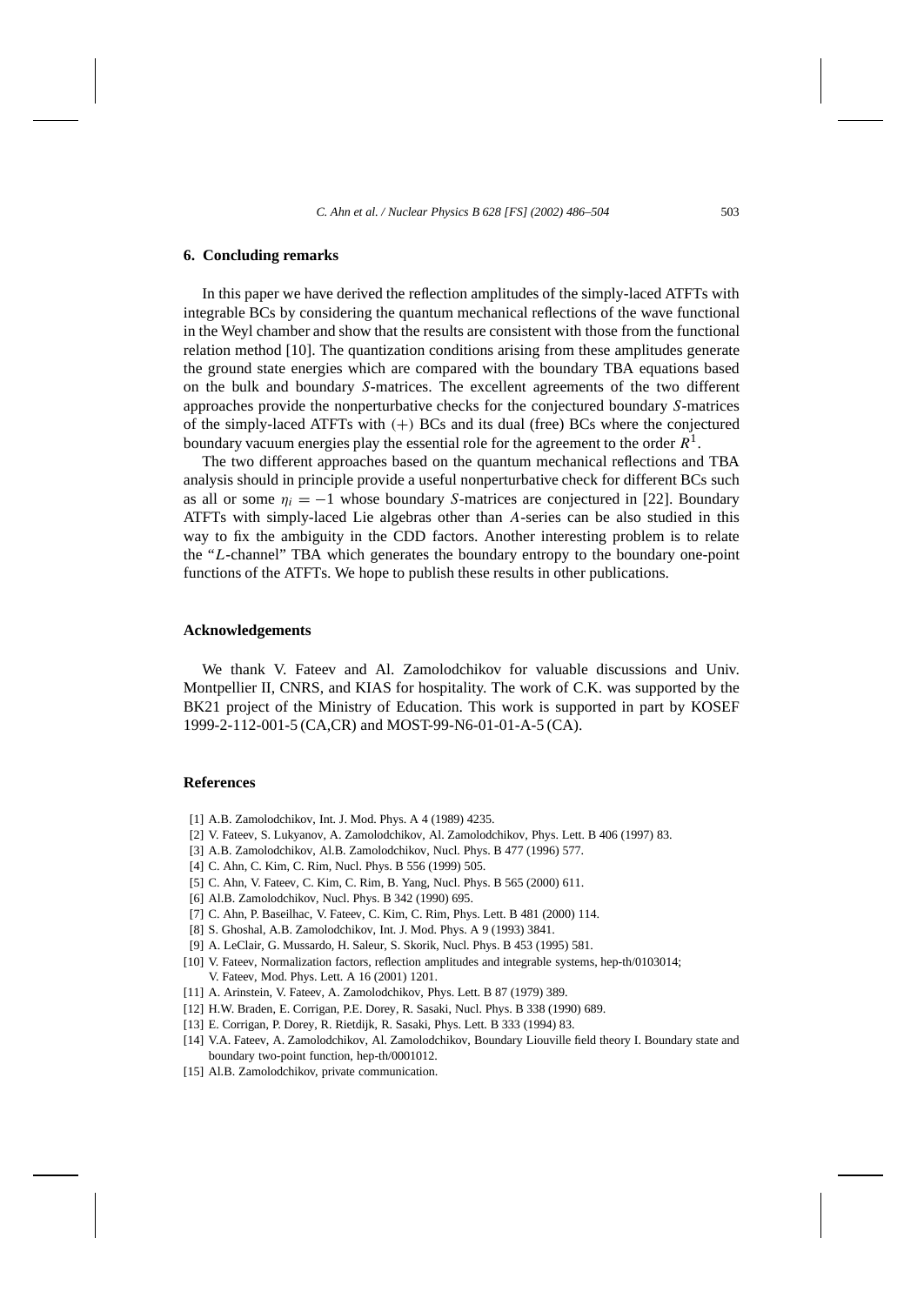## 6. Concluding remarks

In this paper we have derived the reflection amplitudes of the simply-laced ATFTs with integrable BCs by considering the quantum mechanical reflections of the wave functional in the Weyl chamber and show that the results are consistent with those from the functional relation method [10]. The quantization conditions arising from these amplitudes generate the ground state energies which are compared with the boundary TBA equations based on the bulk and boundary $S$-matrices. The excellent agreements of the two different approaches provide the nonperturbative checks for the conjectured boundary $S$-matrices of the simply-laced ATFTs with $(+)$ BCs and its dual (free) BCs where the conjectured boundary vacuum energies play the essential role for the agreement to the order $R^1$.

The two different approaches based on the quantum mechanical reflections and TBA analysis should in principle provide a useful nonperturbative check for different BCs such as all or some $\eta_i = -1$ whose boundary $S$-matrices are conjectured in [22]. Boundary ATFTs with simply-laced Lie algebras other than $A$-series can be also studied in this way to fix the ambiguity in the CDD factors. Another interesting problem is to relate the "$L$-channel" TBA which generates the boundary entropy to the boundary one-point functions of the ATFTs. We hope to publish these results in other publications.

## Acknowledgements

We thank V. Fateev and Al. Zamolodchikov for valuable discussions and Univ. Montpellier II, CNRS, and KIAS for hospitality. The work of C.K. was supported by the BK21 project of the Ministry of Education. This work is supported in part by KOSEF 1999-2-112-001-5 (CA,CR) and MOST-99-N6-01-01-A-5 (CA).

## References

[1] A.B. Zamolodchikov, Int. J. Mod. Phys. A 4 (1989) 4235.
[2] V. Fateev, S. Lukyanov, A. Zamolodchikov, Al. Zamolodchikov, Phys. Lett. B 406 (1997) 83.
[3] A.B. Zamolodchikov, Al.B. Zamolodchikov, Nucl. Phys. B 477 (1996) 577.
[4] C. Ahn, C. Kim, C. Rim, Nucl. Phys. B 556 (1999) 505.
[5] C. Ahn, V. Fateev, C. Kim, C. Rim, B. Yang, Nucl. Phys. B 565 (2000) 611.
[6] Al.B. Zamolodchikov, Nucl. Phys. B 342 (1990) 695.
[7] C. Ahn, P. Baseilhac, V. Fateev, C. Kim, C. Rim, Phys. Lett. B 481 (2000) 114.
[8] S. Ghoshal, A.B. Zamolodchikov, Int. J. Mod. Phys. A 9 (1993) 3841.
[9] A. LeClair, G. Mussardo, H. Saleur, S. Skorik, Nucl. Phys. B 453 (1995) 581.
[10] V. Fateev, Normalization factors, reflection amplitudes and integrable systems, hep-th/0103014; V. Fateev, Mod. Phys. Lett. A 16 (2001) 1201.
[11] A. Arinstein, V. Fateev, A. Zamolodchikov, Phys. Lett. B 87 (1979) 389.
[12] H.W. Braden, E. Corrigan, P.E. Dorey, R. Sasaki, Nucl. Phys. B 338 (1990) 689.
[13] E. Corrigan, P. Dorey, R. Rietdijk, R. Sasaki, Phys. Lett. B 333 (1994) 83.
[14] V.A. Fateev, A. Zamolodchikov, Al. Zamolodchikov, Boundary Liouville field theory I. Boundary state and boundary two-point function, hep-th/0001012.
[15] Al.B. Zamolodchikov, private communication.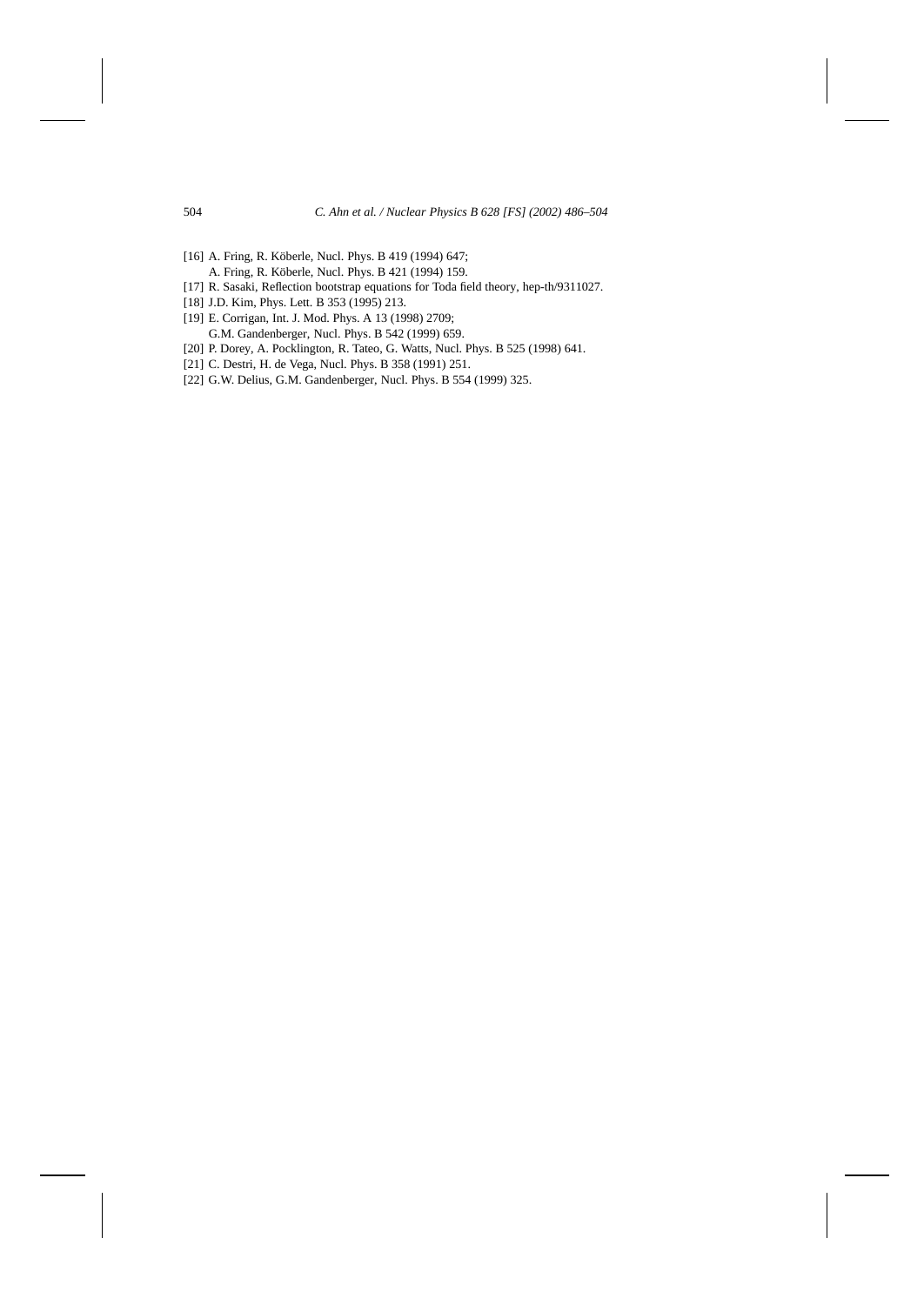[16] A. Fring, R. Köberle, Nucl. Phys. B 419 (1994) 647;
A. Fring, R. Köberle, Nucl. Phys. B 421 (1994) 159.

[17] R. Sasaki, Reflection bootstrap equations for Toda field theory, hep-th/9311027.

[18] J.D. Kim, Phys. Lett. B 353 (1995) 213.

[19] E. Corrigan, Int. J. Mod. Phys. A 13 (1998) 2709;
G.M. Gandenberger, Nucl. Phys. B 542 (1999) 659.

[20] P. Dorey, A. Pocklington, R. Tateo, G. Watts, Nucl. Phys. B 525 (1998) 641.

[21] C. Destri, H. de Vega, Nucl. Phys. B 358 (1991) 251.

[22] G.W. Delius, G.M. Gandenberger, Nucl. Phys. B 554 (1999) 325.